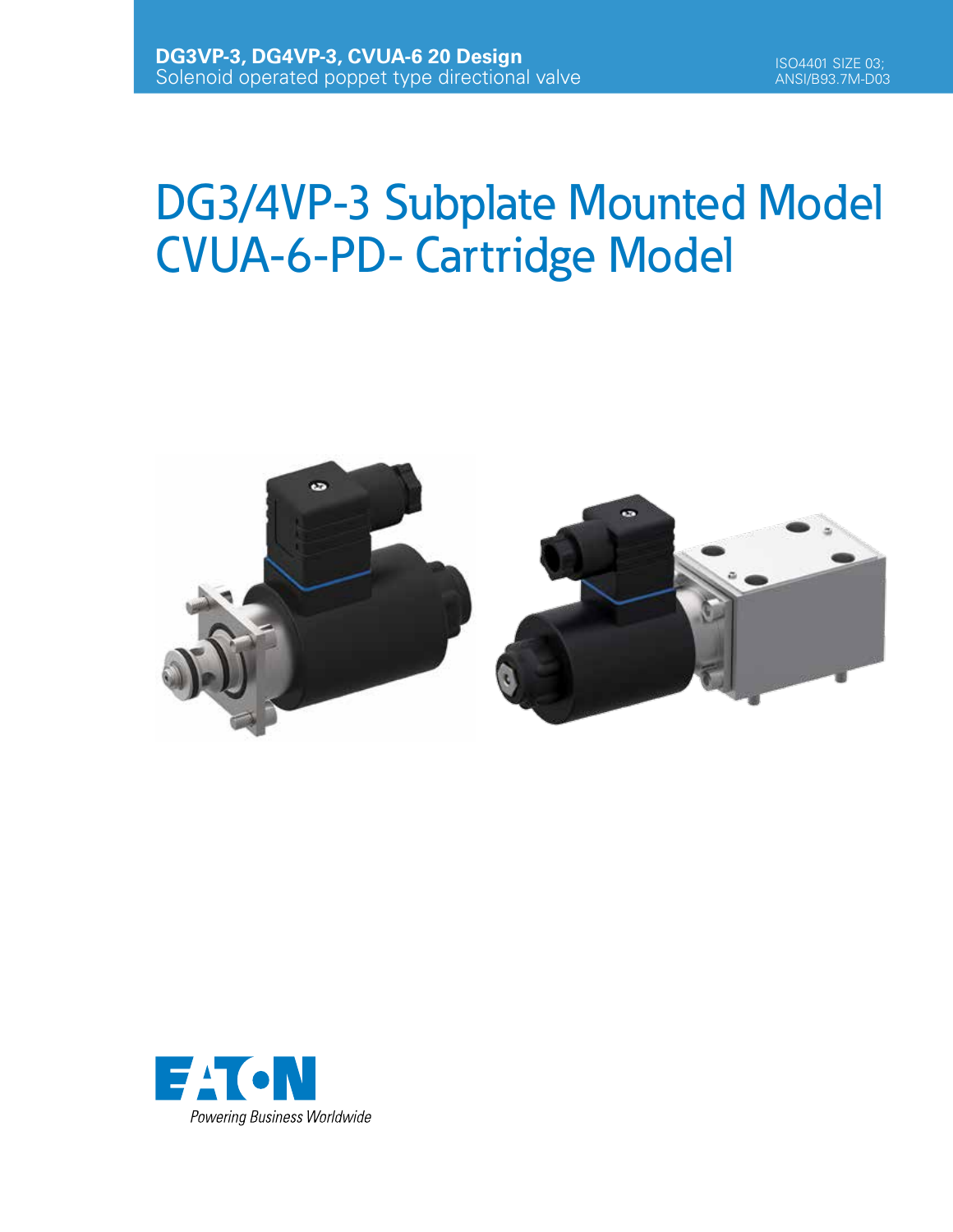**DG3VP-3, DG4VP-3, CVUA-6 20 Design**
Solenoid operated poppet type directional valve

ISO4401 SIZE 03;
ANSI/B93.7M-D03

# DG3/4VP-3 Subplate Mounted Model CVUA-6-PD- Cartridge Model

EATON

*Powering Business Worldwide*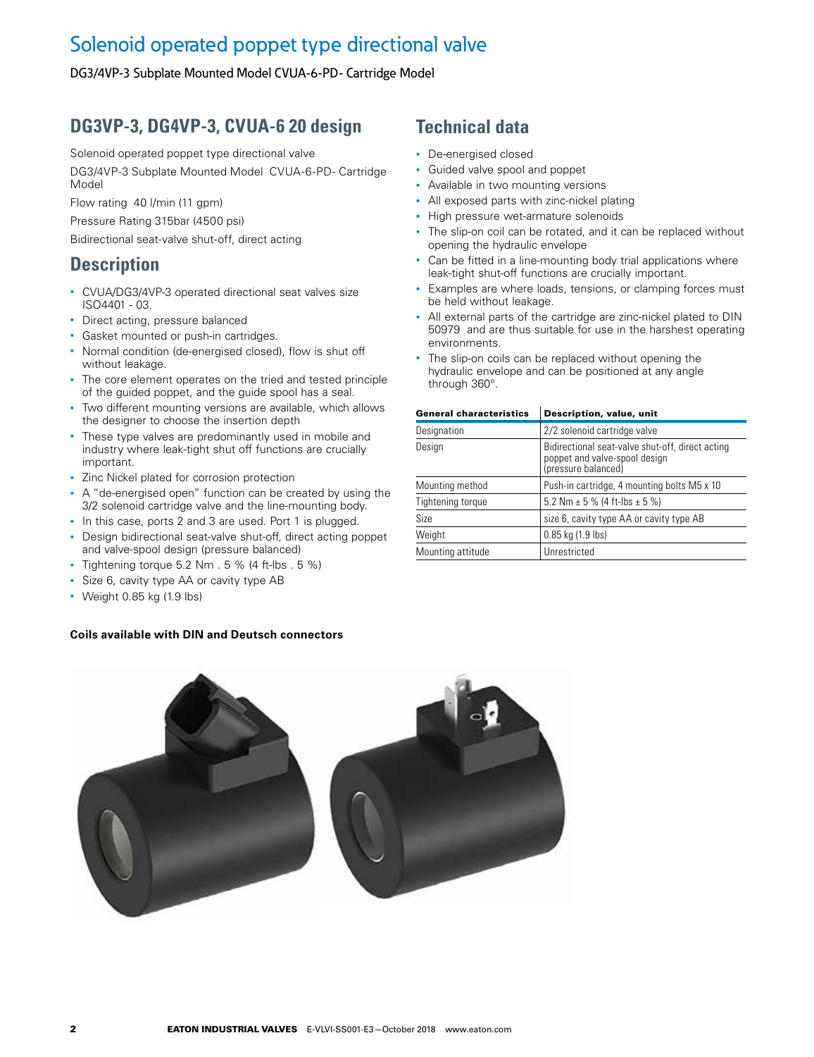# Solenoid operated poppet type directional valve

DG3/4VP-3 Subplate Mounted Model CVUA-6-PD- Cartridge Model

## DG3VP-3, DG4VP-3, CVUA-6 20 design

Solenoid operated poppet type directional valve

DG3/4VP-3 Subplate Mounted Model CVUA-6-PD- Cartridge Model

Flow rating 40 l/min (11 gpm)

Pressure Rating 315bar (4500 psi)

Bidirectional seat-valve shut-off, direct acting

## Description

- CVUA/DG3/4VP-3 operated directional seat valves size ISO4401 - 03.
- Direct acting, pressure balanced
- Gasket mounted or push-in cartridges.
- Normal condition (de-energised closed), flow is shut off without leakage.
- The core element operates on the tried and tested principle of the guided poppet, and the guide spool has a seal.
- Two different mounting versions are available, which allows the designer to choose the insertion depth
- These type valves are predominantly used in mobile and industry where leak-tight shut off functions are crucially important.
- Zinc Nickel plated for corrosion protection
- A "de-energised open" function can be created by using the 3/2 solenoid cartridge valve and the line-mounting body.
- In this case, ports 2 and 3 are used. Port 1 is plugged.
- Design bidirectional seat-valve shut-off, direct acting poppet and valve-spool design (pressure balanced)
- Tightening torque 5.2 Nm . 5 % (4 ft-lbs . 5 %)
- Size 6, cavity type AA or cavity type AB
- Weight 0.85 kg (1.9 lbs)

**Coils available with DIN and Deutsch connectors**

## Technical data

- De-energised closed
- Guided valve spool and poppet
- Available in two mounting versions
- All exposed parts with zinc-nickel plating
- High pressure wet-armature solenoids
- The slip-on coil can be rotated, and it can be replaced without opening the hydraulic envelope
- Can be fitted in a line-mounting body trial applications where leak-tight shut-off functions are crucially important.
- Examples are where loads, tensions, or clamping forces must be held without leakage.
- All external parts of the cartridge are zinc-nickel plated to DIN 50979 and are thus suitable for use in the harshest operating environments.
- The slip-on coils can be replaced without opening the hydraulic envelope and can be positioned at any angle through 360°.

| General characteristics | Description, value, unit |
|---|---|
| Designation | 2/2 solenoid cartridge valve |
| Design | Bidirectional seat-valve shut-off, direct acting poppet and valve-spool design (pressure balanced) |
| Mounting method | Push-in cartridge, 4 mounting bolts M5 x 10 |
| Tightening torque | 5.2 Nm ± 5 % (4 ft-lbs ± 5 %) |
| Size | size 6, cavity type AA or cavity type AB |
| Weight | 0.85 kg (1.9 lbs) |
| Mounting attitude | Unrestricted |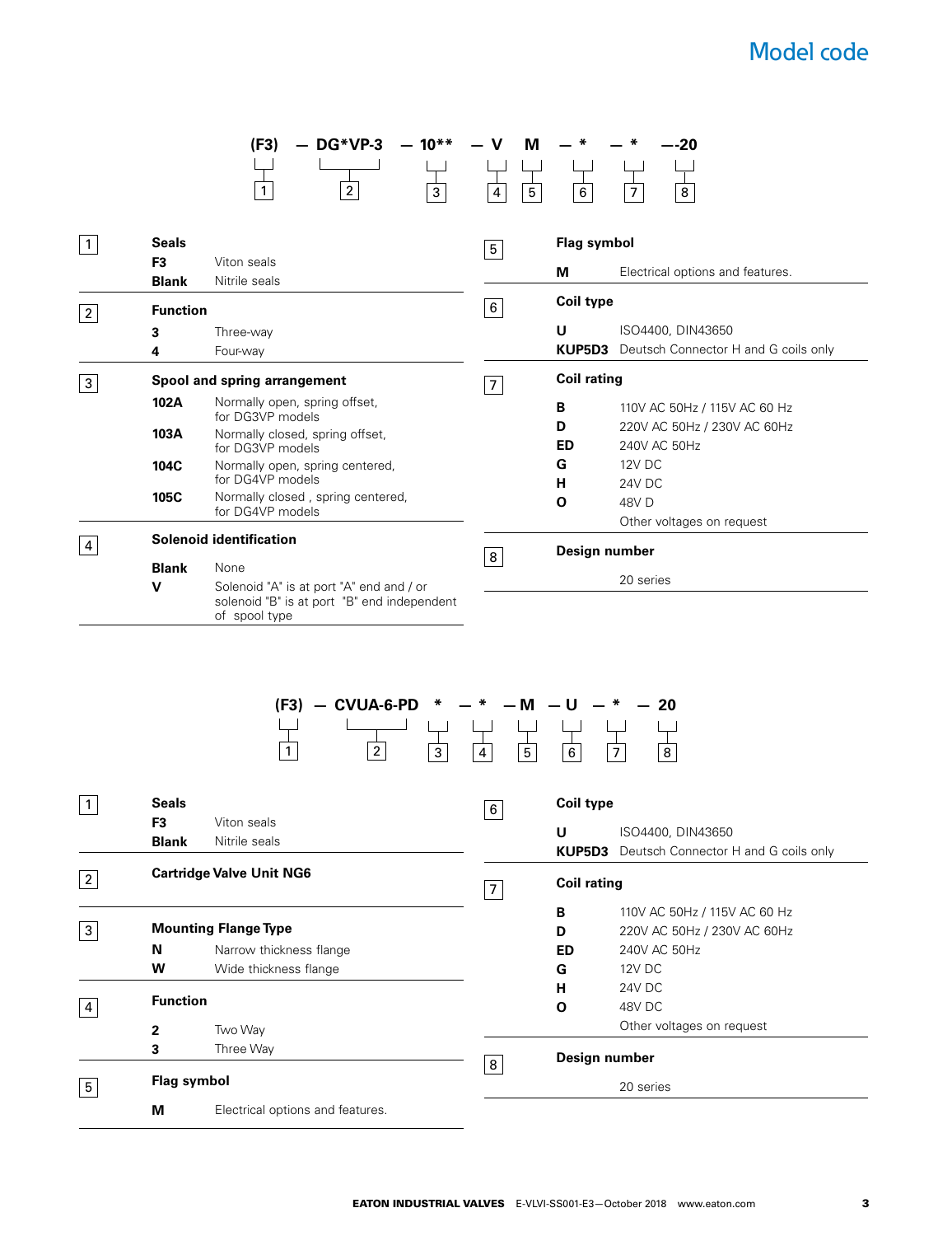# Model code

```
(F3) — DG*VP-3 — 10** — V  M — * — * —-20
 1       2         3      4  5   6   7   8
```

**1 Seals**

| | |
|---|---|
| **F3** | Viton seals |
| **Blank** | Nitrile seals |

**2 Function**

| | |
|---|---|
| **3** | Three-way |
| **4** | Four-way |

**3 Spool and spring arrangement**

| | |
|---|---|
| **102A** | Normally open, spring offset, for DG3VP models |
| **103A** | Normally closed, spring offset, for DG3VP models |
| **104C** | Normally open, spring centered, for DG4VP models |
| **105C** | Normally closed , spring centered, for DG4VP models |

**4 Solenoid identification**

| | |
|---|---|
| **Blank** | None |
| **V** | Solenoid "A" is at port "A" end and / or solenoid "B" is at port "B" end independent of spool type |

**5 Flag symbol**

| | |
|---|---|
| **M** | Electrical options and features. |

**6 Coil type**

| | |
|---|---|
| **U** | ISO4400, DIN43650 |
| **KUP5D3** | Deutsch Connector H and G coils only |

**7 Coil rating**

| | |
|---|---|
| **B** | 110V AC 50Hz / 115V AC 60 Hz |
| **D** | 220V AC 50Hz / 230V AC 60Hz |
| **ED** | 240V AC 50Hz |
| **G** | 12V DC |
| **H** | 24V DC |
| **O** | 48V D |
| | Other voltages on request |

**8 Design number**

20 series

```
(F3) — CVUA-6-PD  * — * — M — U — * — 20
 1         2      3   4   5   6   7   8
```

**1 Seals**

| | |
|---|---|
| **F3** | Viton seals |
| **Blank** | Nitrile seals |

**2 Cartridge Valve Unit NG6**

**3 Mounting Flange Type**

| | |
|---|---|
| **N** | Narrow thickness flange |
| **W** | Wide thickness flange |

**4 Function**

| | |
|---|---|
| **2** | Two Way |
| **3** | Three Way |

**5 Flag symbol**

| | |
|---|---|
| **M** | Electrical options and features. |

**6 Coil type**

| | |
|---|---|
| **U** | ISO4400, DIN43650 |
| **KUP5D3** | Deutsch Connector H and G coils only |

**7 Coil rating**

| | |
|---|---|
| **B** | 110V AC 50Hz / 115V AC 60 Hz |
| **D** | 220V AC 50Hz / 230V AC 60Hz |
| **ED** | 240V AC 50Hz |
| **G** | 12V DC |
| **H** | 24V DC |
| **O** | 48V DC |
| | Other voltages on request |

**8 Design number**

20 series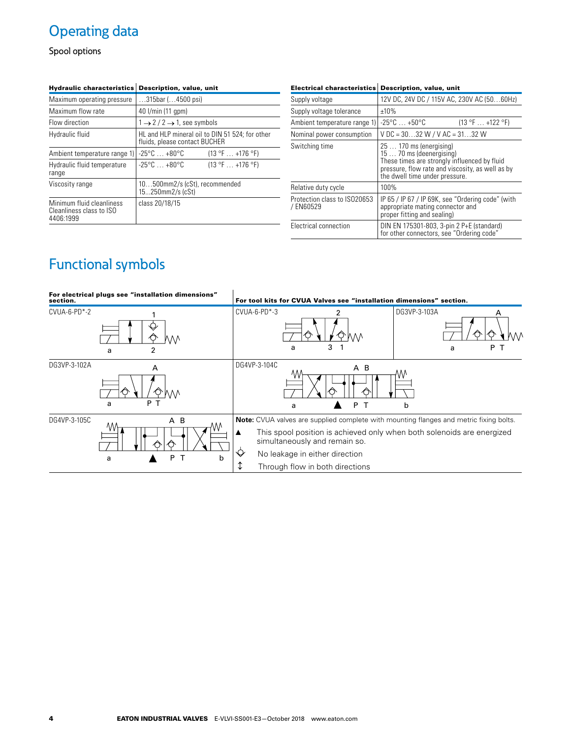# Operating data

Spool options

| Hydraulic characteristics | Description, value, unit |
|---|---|
| Maximum operating pressure | …315bar (…4500 psi) |
| Maximum flow rate | 40 l/min (11 gpm) |
| Flow direction | 1 → 2 / 2 → 1, see symbols |
| Hydraulic fluid | HL and HLP mineral oil to DIN 51 524; for other fluids, please contact BUCHER |
| Ambient temperature range 1) | -25°C … +80°C (13 °F … +176 °F) |
| Hydraulic fluid temperature range | -25°C … +80°C (13 °F … +176 °F) |
| Viscosity range | 10…500mm2/s (cSt), recommended 15...250mm2/s (cSt) |
| Minimum fluid cleanliness Cleanliness class to ISO 4406:1999 | class 20/18/15 |

| Electrical characteristics | Description, value, unit |
|---|---|
| Supply voltage | 12V DC, 24V DC / 115V AC, 230V AC (50…60Hz) |
| Supply voltage tolerance | ±10% |
| Ambient temperature range 1) | -25°C … +50°C (13 °F … +122 °F) |
| Nominal power consumption | V DC = 30…32 W / V AC = 31…32 W |
| Switching time | 25 … 170 ms (energising) 15 … 70 ms (deenergising) These times are strongly influenced by fluid pressure, flow rate and viscosity, as well as by the dwell time under pressure. |
| Relative duty cycle | 100% |
| Protection class to ISO20653 / EN60529 | IP 65 / IP 67 / IP 69K, see "Ordering code" (with appropriate mating connector and proper fitting and sealing) |
| Electrical connection | DIN EN 175301-803, 3-pin 2 P+E (standard) for other connectors, see "Ordering code" |

# Functional symbols

**For electrical plugs see "installation dimensions" section.**

**For tool kits for CVUA Valves see "installation dimensions" section.**

CVUA-6-PD*-2 (a, 1, 2)

CVUA-6-PD*-3 (a, 2, 3, 1)

DG3VP-3-103A (a, A, P, T)

DG3VP-3-102A (a, A, P, T)

DG4VP-3-104C (a, A, B, ▲, P, T, b)

DG4VP-3-105C (a, A, B, ▲, P, T, b)

**Note:** CVUA valves are supplied complete with mounting flanges and metric fixing bolts.

▲ This spool position is achieved only when both solenoids are energized simultaneously and remain so.

No leakage in either direction

↕ Through flow in both directions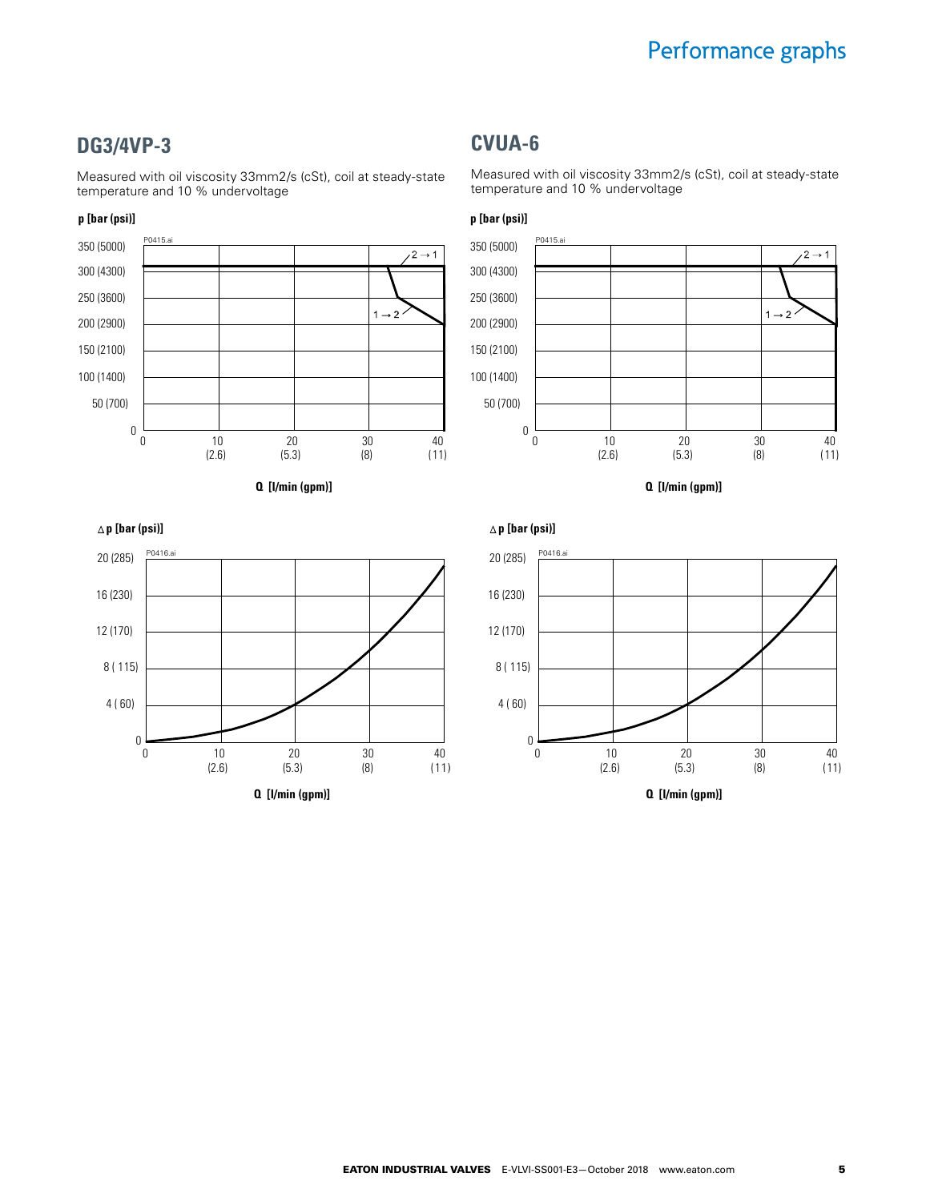# Performance graphs

## DG3/4VP-3

Measured with oil viscosity 33mm2/s (cSt), coil at steady-state temperature and 10 % undervoltage

p [bar (psi)]

P0415.ai

350 (5000)
300 (4300)
250 (3600)
200 (2900)
150 (2100)
100 (1400)
50 (700)
0

2 → 1

1 → 2

0 10 (2.6) 20 (5.3) 30 (8) 40 (11)

Q [l/min (gpm)]

Δp [bar (psi)]

P0416.ai

20 (285)
16 (230)
12 (170)
8 ( 115)
4 ( 60)
0

0 10 (2.6) 20 (5.3) 30 (8) 40 (11)

Q [l/min (gpm)]

## CVUA-6

Measured with oil viscosity 33mm2/s (cSt), coil at steady-state temperature and 10 % undervoltage

p [bar (psi)]

P0415.ai

350 (5000)
300 (4300)
250 (3600)
200 (2900)
150 (2100)
100 (1400)
50 (700)
0

2 → 1

1 → 2

0 10 (2.6) 20 (5.3) 30 (8) 40 (11)

Q [l/min (gpm)]

Δp [bar (psi)]

P0416.ai

20 (285)
16 (230)
12 (170)
8 ( 115)
4 ( 60)
0

0 10 (2.6) 20 (5.3) 30 (8) 40 (11)

Q [l/min (gpm)]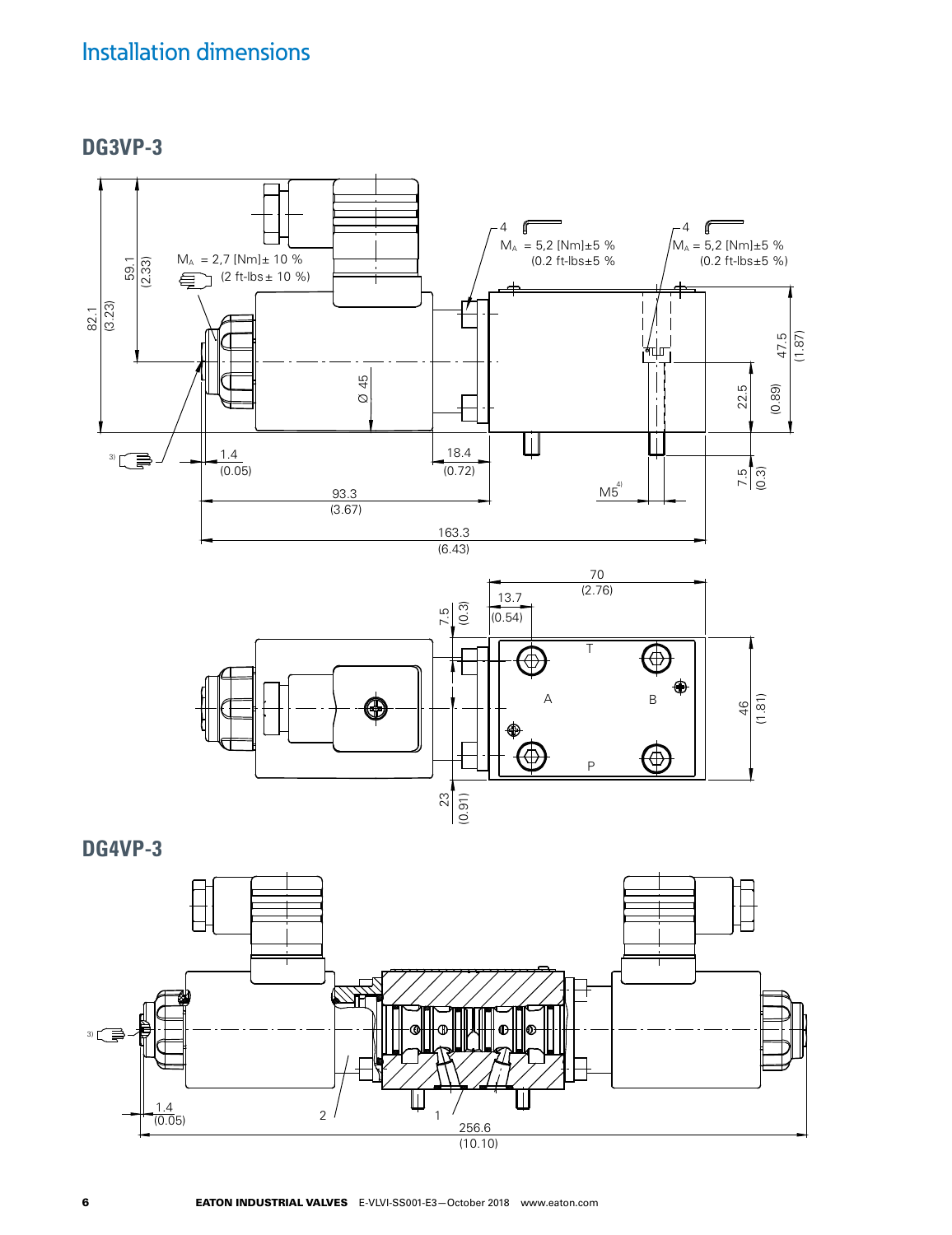# Installation dimensions

## DG3VP-3

82.1 (3.23)

59.1 (2.33)

$M_A$ = 2,7 [Nm]± 10 % (2 ft-lbs ± 10 %)

4 $M_A$ = 5,2 [Nm]±5 % (0.2 ft-lbs±5 %

4 $M_A$ = 5,2 [Nm]±5 % (0.2 ft-lbs±5 %)

Ø 45

47.5 (1.87)

22.5 (0.89)

3)

1.4 (0.05)

18.4 (0.72)

7.5 (0.3)

M5[4]

93.3 (3.67)

163.3 (6.43)

70 (2.76)

13.7 (0.54)

7.5 (0.3)

T

A

B

P

46 (1.81)

23 (0.91)

## DG4VP-3

3)

1.4 (0.05)

2

1

256.6 (10.10)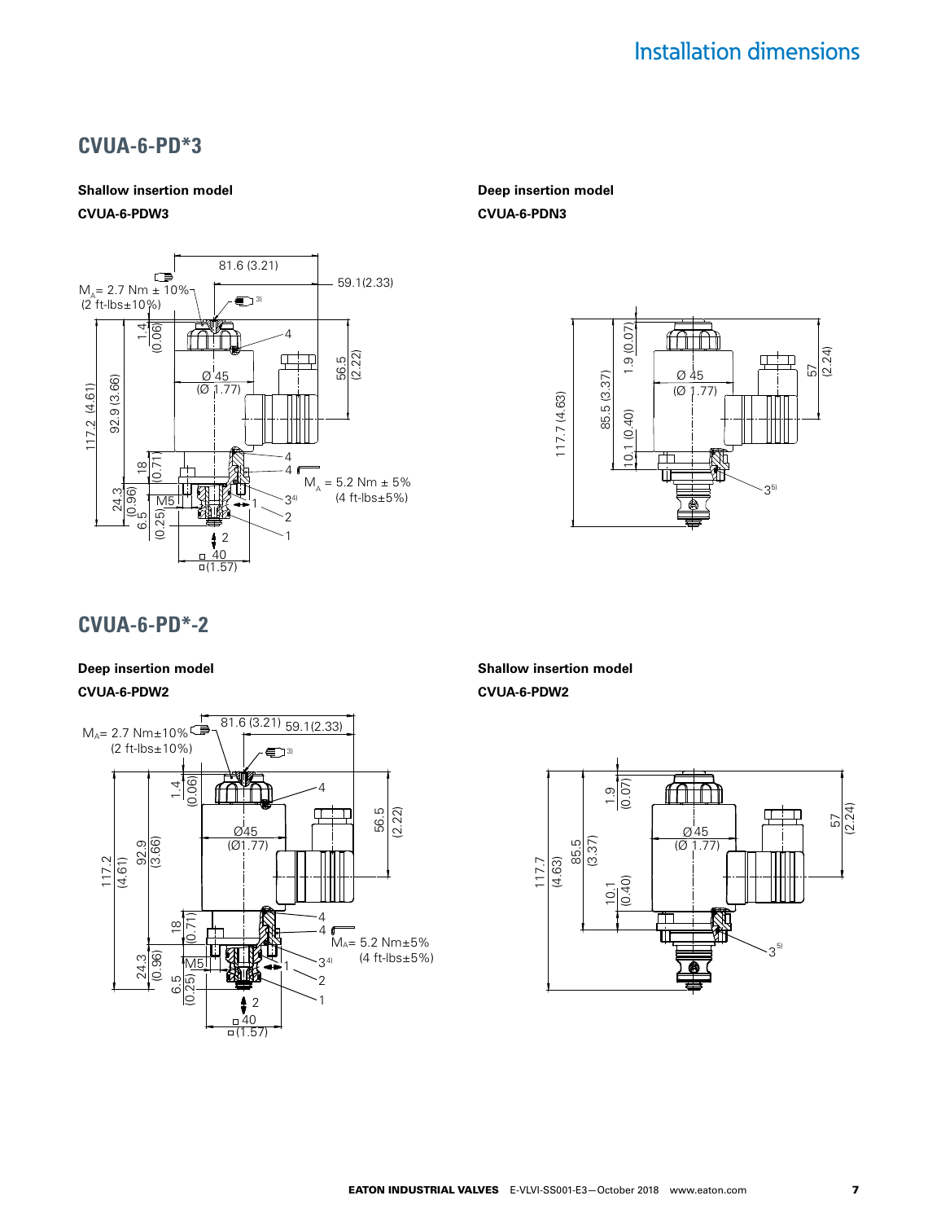# Installation dimensions

## CVUA-6-PD*3

**Shallow insertion model**

**CVUA-6-PDW3**

$M_A$ = 2.7 Nm ± 10% (2 ft-lbs±10%)

81.6 (3.21)

59.1 (2.33)

1.4 (0.06)

117.2 (4.61)

92.9 (3.66)

56.5 (2.22)

Ø 45 (Ø 1.77)

18 (0.71)

24.3 (0.96)

6.5 (0.25)

M5

$M_A$ = 5.2 Nm ± 5% (4 ft-lbs±5%)

□ 40 □ (1.57)

**Deep insertion model**

**CVUA-6-PDN3**

117.7 (4.63)

85.5 (3.37)

1.9 (0.07)

10.1 (0.40)

Ø 45 (Ø 1.77)

57 (2.24)

## CVUA-6-PD*-2

**Deep insertion model**

**CVUA-6-PDW2**

$M_A$ = 2.7 Nm±10% (2 ft-lbs±10%)

81.6 (3.21)

59.1 (2.33)

1.4 (0.06)

117.2 (4.61)

92.9 (3.66)

56.5 (2.22)

Ø45 (Ø1.77)

18 (0.71)

24.3 (0.96)

6.5 (0.25)

M5

$M_A$ = 5.2 Nm±5% (4 ft-lbs±5%)

□ 40 □ (1.57)

**Shallow insertion model**

**CVUA-6-PDW2**

117.7 (4.63)

85.5 (3.37)

1.9 (0.07)

10.1 (0.40)

Ø 45 (Ø 1.77)

57 (2.24)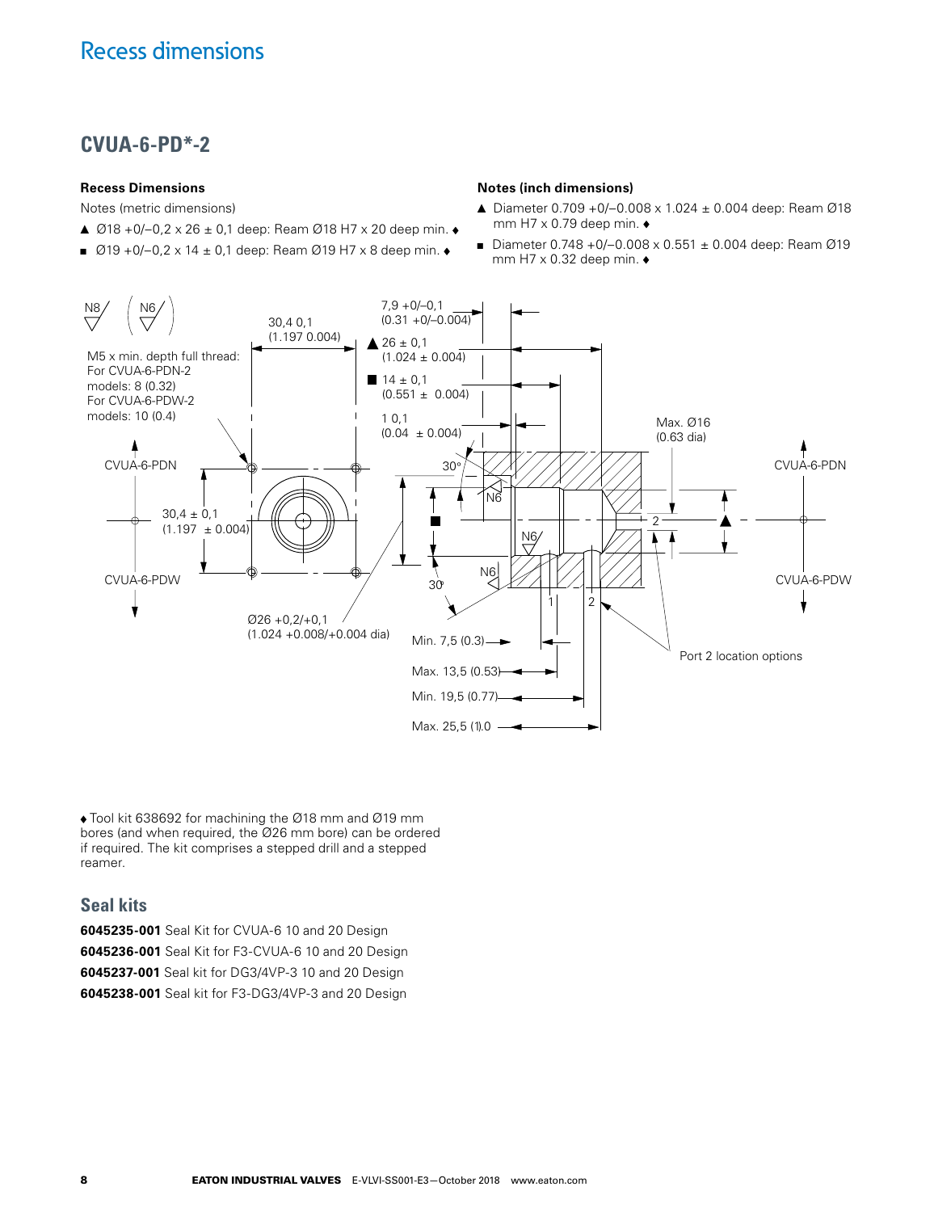# Recess dimensions

## CVUA-6-PD*-2

**Recess Dimensions**

Notes (metric dimensions)

- ▲ Ø18 +0/–0,2 x 26 ± 0,1 deep: Ream Ø18 H7 x 20 deep min. ♦
- ■ Ø19 +0/–0,2 x 14 ± 0,1 deep: Ream Ø19 H7 x 8 deep min. ♦

**Notes (inch dimensions)**

- ▲ Diameter 0.709 +0/–0.008 x 1.024 ± 0.004 deep: Ream Ø18 mm H7 x 0.79 deep min. ♦
- ■ Diameter 0.748 +0/–0.008 x 0.551 ± 0.004 deep: Ream Ø19 mm H7 x 0.32 deep min. ♦

N8 (N6)

M5 x min. depth full thread:
For CVUA-6-PDN-2 models: 8 (0.32)
For CVUA-6-PDW-2 models: 10 (0.4)

30,4 0,1 (1.197 0.004)

30,4 ± 0,1 (1.197 ± 0.004)

CVUA-6-PDN

CVUA-6-PDW

Ø26 +0,2/+0,1 (1.024 +0.008/+0.004 dia)

7,9 +0/–0,1 (0.31 +0/–0.004)

▲ 26 ± 0,1 (1.024 ± 0.004)

■ 14 ± 0,1 (0.551 ± 0.004)

1 0,1 (0.04 ± 0.004)

30°

N6

Max. Ø16 (0.63 dia)

2

1

Min. 7,5 (0.3)

Max. 13,5 (0.53)

Min. 19,5 (0.77)

Max. 25,5 (1.0)

Port 2 location options

♦ Tool kit 638692 for machining the Ø18 mm and Ø19 mm bores (and when required, the Ø26 mm bore) can be ordered if required. The kit comprises a stepped drill and a stepped reamer.

## Seal kits

**6045235-001** Seal Kit for CVUA-6 10 and 20 Design
**6045236-001** Seal Kit for F3-CVUA-6 10 and 20 Design
**6045237-001** Seal kit for DG3/4VP-3 10 and 20 Design
**6045238-001** Seal kit for F3-DG3/4VP-3 and 20 Design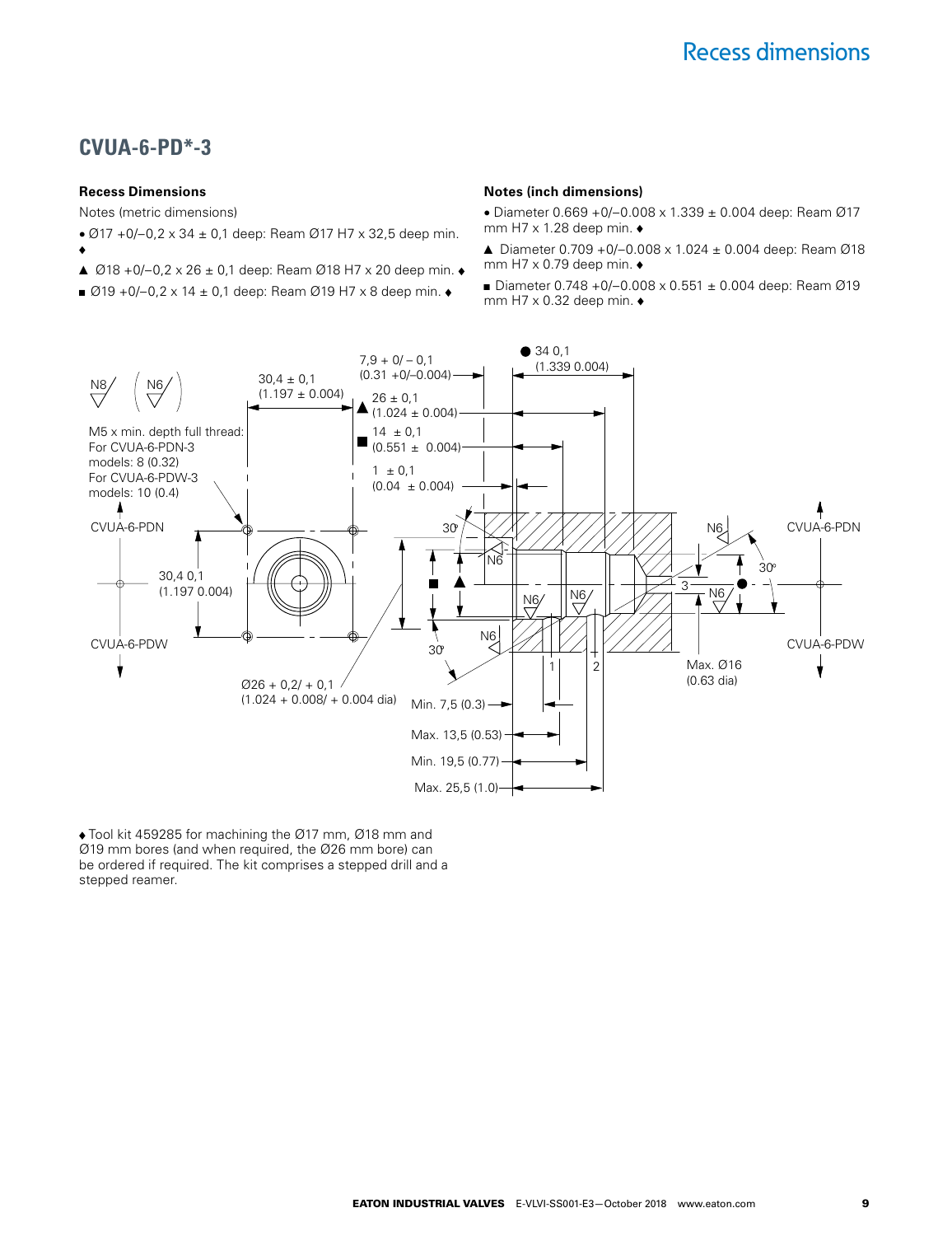## CVUA-6-PD*-3

**Recess Dimensions**

Notes (metric dimensions)

- • Ø17 +0/–0,2 x 34 ± 0,1 deep: Ream Ø17 H7 x 32,5 deep min. ♦
- ▲ Ø18 +0/–0,2 x 26 ± 0,1 deep: Ream Ø18 H7 x 20 deep min. ♦
- ■ Ø19 +0/–0,2 x 14 ± 0,1 deep: Ream Ø19 H7 x 8 deep min. ♦

**Notes (inch dimensions)**

- • Diameter 0.669 +0/–0.008 x 1.339 ± 0.004 deep: Ream Ø17 mm H7 x 1.28 deep min. ♦
- ▲ Diameter 0.709 +0/–0.008 x 1.024 ± 0.004 deep: Ream Ø18 mm H7 x 0.79 deep min. ♦
- ■ Diameter 0.748 +0/–0.008 x 0.551 ± 0.004 deep: Ream Ø19 mm H7 x 0.32 deep min. ♦

N8 (N6)

M5 x min. depth full thread: For CVUA-6-PDN-3 models: 8 (0.32) For CVUA-6-PDW-3 models: 10 (0.4)

CVUA-6-PDN

CVUA-6-PDW

30,4 ± 0,1 (1.197 ± 0.004)

30,4 0,1 (1.197 0.004)

Ø26 + 0,2/ + 0,1 (1.024 + 0.008/ + 0.004 dia)

7,9 + 0/ – 0,1 (0.31 +0/–0.004)

● 34 0,1 (1.339 0.004)

▲ 26 ± 0,1 (1.024 ± 0.004)

■ 14 ± 0,1 (0.551 ± 0.004)

1 ± 0,1 (0.04 ± 0.004)

30°

N6

3

Max. Ø16 (0.63 dia)

Min. 7,5 (0.3)

Max. 13,5 (0.53)

Min. 19,5 (0.77)

Max. 25,5 (1.0)

♦ Tool kit 459285 for machining the Ø17 mm, Ø18 mm and Ø19 mm bores (and when required, the Ø26 mm bore) can be ordered if required. The kit comprises a stepped drill and a stepped reamer.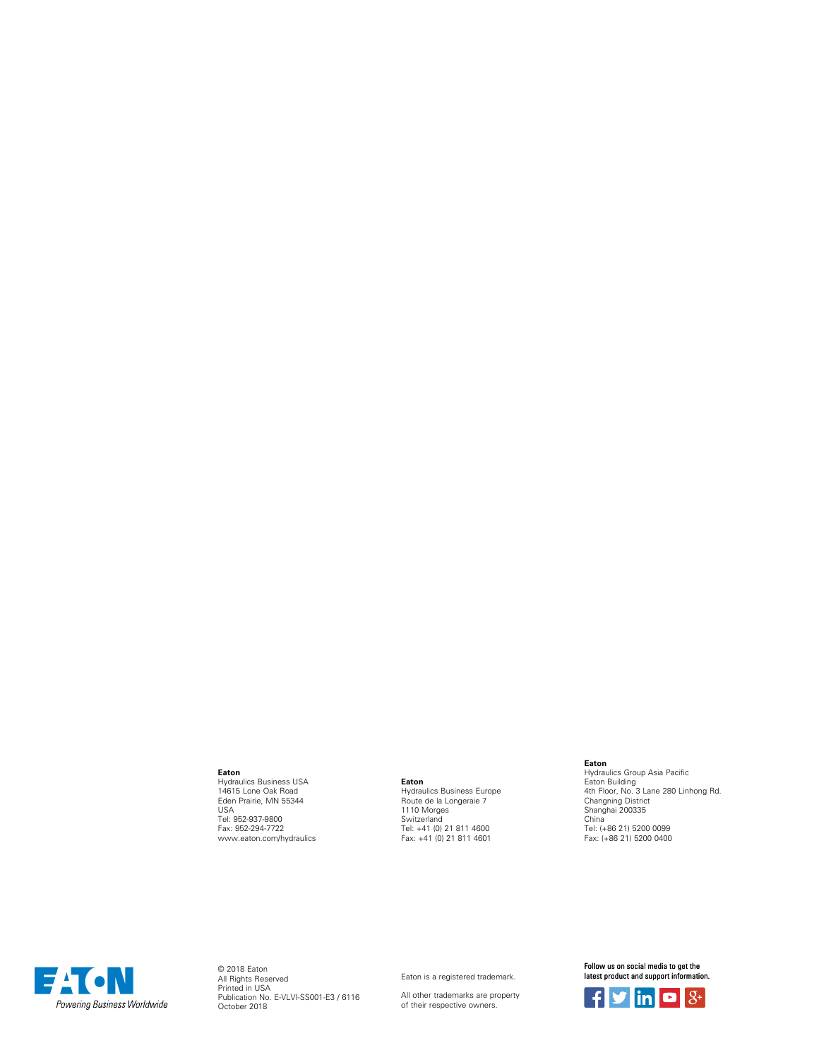**Eaton**
Hydraulics Business USA
14615 Lone Oak Road
Eden Prairie, MN 55344
USA
Tel: 952-937-9800
Fax: 952-294-7722
www.eaton.com/hydraulics

**Eaton**
Hydraulics Business Europe
Route de la Longeraie 7
1110 Morges
Switzerland
Tel: +41 (0) 21 811 4600
Fax: +41 (0) 21 811 4601

**Eaton**
Hydraulics Group Asia Pacific
Eaton Building
4th Floor, No. 3 Lane 280 Linhong Rd.
Changning District
Shanghai 200335
China
Tel: (+86 21) 5200 0099
Fax: (+86 21) 5200 0400

EATON
*Powering Business Worldwide*

© 2018 Eaton
All Rights Reserved
Printed in USA
Publication No. E-VLVI-SS001-E3 / 6116
October 2018

Eaton is a registered trademark.

All other trademarks are property of their respective owners.

**Follow us on social media to get the latest product and support information.**